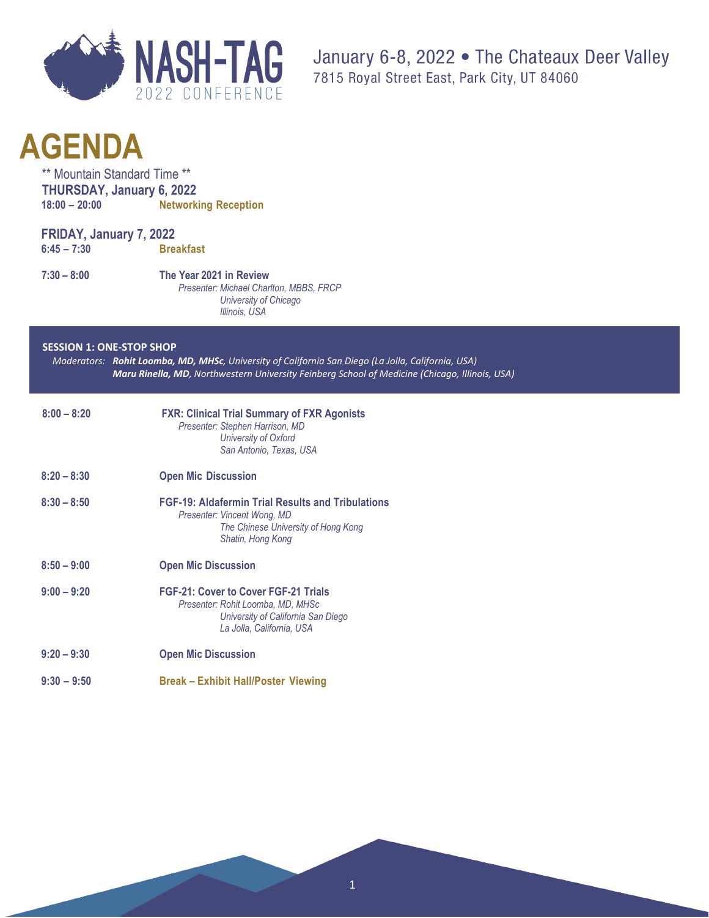NASH-TAG 2022 CONFERENCE

January 6-8, 2022 • The Chateaux Deer Valley
7815 Royal Street East, Park City, UT 84060

# AGENDA

** Mountain Standard Time **

**THURSDAY, January 6, 2022**

**18:00 – 20:00** **Networking Reception**

**FRIDAY, January 7, 2022**

**6:45 – 7:30** **Breakfast**

**7:30 – 8:00** **The Year 2021 in Review**
*Presenter: Michael Charlton, MBBS, FRCP*
*University of Chicago*
*Illinois, USA*

## SESSION 1: ONE-STOP SHOP

*Moderators:* ***Rohit Loomba, MD, MHSc****, University of California San Diego (La Jolla, California, USA)*
***Maru Rinella, MD****, Northwestern University Feinberg School of Medicine (Chicago, Illinois, USA)*

**8:00 – 8:20** **FXR: Clinical Trial Summary of FXR Agonists**
*Presenter: Stephen Harrison, MD*
*University of Oxford*
*San Antonio, Texas, USA*

**8:20 – 8:30** **Open Mic Discussion**

**8:30 – 8:50** **FGF-19: Aldafermin Trial Results and Tribulations**
*Presenter: Vincent Wong, MD*
*The Chinese University of Hong Kong*
*Shatin, Hong Kong*

**8:50 – 9:00** **Open Mic Discussion**

**9:00 – 9:20** **FGF-21: Cover to Cover FGF-21 Trials**
*Presenter: Rohit Loomba, MD, MHSc*
*University of California San Diego*
*La Jolla, California, USA*

**9:20 – 9:30** **Open Mic Discussion**

**9:30 – 9:50** **Break – Exhibit Hall/Poster Viewing**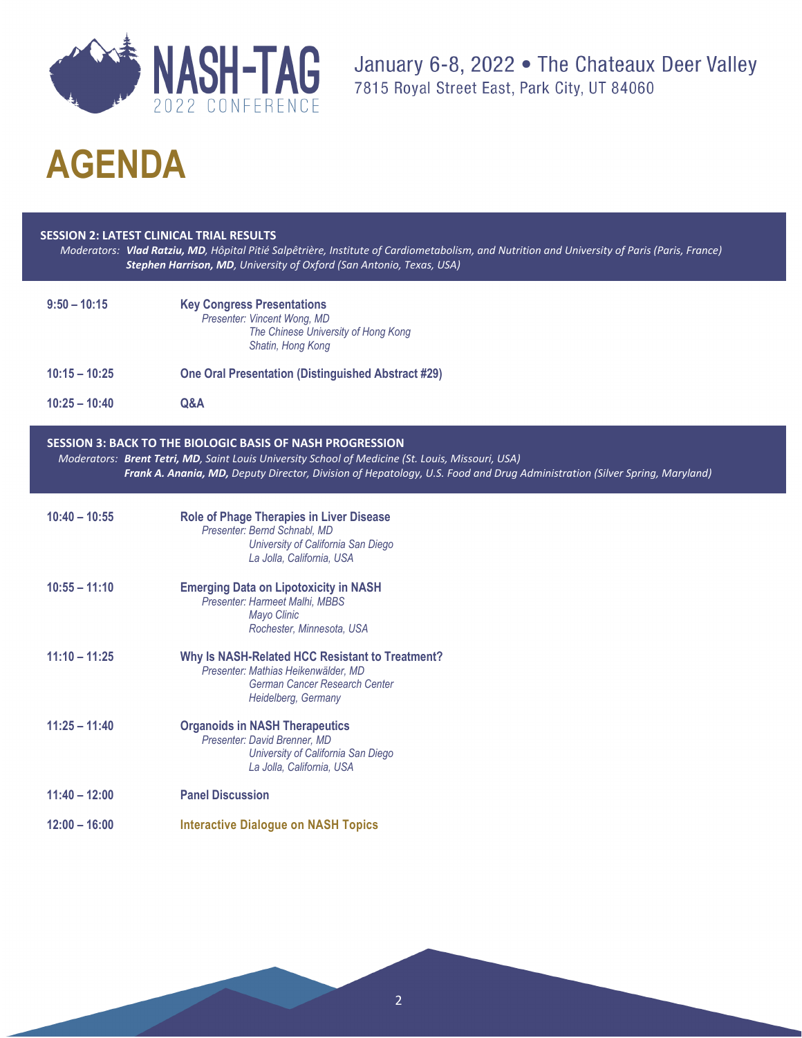# AGENDA

January 6-8, 2022 • The Chateaux Deer Valley
7815 Royal Street East, Park City, UT 84060

### SESSION 2: LATEST CLINICAL TRIAL RESULTS

*Moderators:* ***Vlad Ratziu, MD****, Hôpital Pitié Salpêtrière, Institute of Cardiometabolism, and Nutrition and University of Paris (Paris, France)*
***Stephen Harrison, MD****, University of Oxford (San Antonio, Texas, USA)*

**9:50 – 10:15** **Key Congress Presentations**
*Presenter: Vincent Wong, MD*
*The Chinese University of Hong Kong*
*Shatin, Hong Kong*

**10:15 – 10:25** **One Oral Presentation (Distinguished Abstract #29)**

**10:25 – 10:40** **Q&A**

### SESSION 3: BACK TO THE BIOLOGIC BASIS OF NASH PROGRESSION

*Moderators:* ***Brent Tetri, MD****, Saint Louis University School of Medicine (St. Louis, Missouri, USA)*
***Frank A. Anania, MD,*** *Deputy Director, Division of Hepatology, U.S. Food and Drug Administration (Silver Spring, Maryland)*

**10:40 – 10:55** **Role of Phage Therapies in Liver Disease**
*Presenter: Bernd Schnabl, MD*
*University of California San Diego*
*La Jolla, California, USA*

**10:55 – 11:10** **Emerging Data on Lipotoxicity in NASH**
*Presenter: Harmeet Malhi, MBBS*
*Mayo Clinic*
*Rochester, Minnesota, USA*

**11:10 – 11:25** **Why Is NASH-Related HCC Resistant to Treatment?**
*Presenter: Mathias Heikenwälder, MD*
*German Cancer Research Center*
*Heidelberg, Germany*

**11:25 – 11:40** **Organoids in NASH Therapeutics**
*Presenter: David Brenner, MD*
*University of California San Diego*
*La Jolla, California, USA*

**11:40 – 12:00** **Panel Discussion**

**12:00 – 16:00** **Interactive Dialogue on NASH Topics**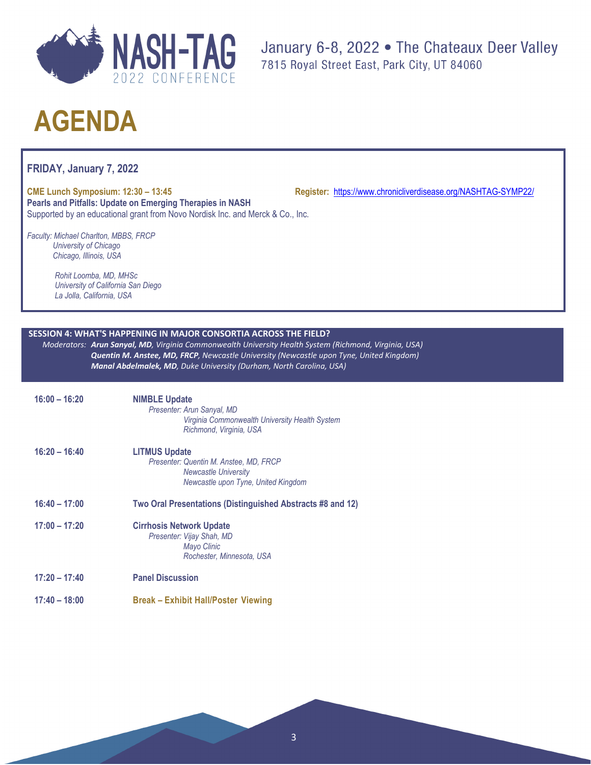NASH-TAG 2022 CONFERENCE

January 6-8, 2022 • The Chateaux Deer Valley
7815 Royal Street East, Park City, UT 84060

# AGENDA

## FRIDAY, January 7, 2022

**CME Lunch Symposium: 12:30 – 13:45** **Register:** https://www.chronicliverdisease.org/NASHTAG-SYMP22/
**Pearls and Pitfalls: Update on Emerging Therapies in NASH**
Supported by an educational grant from Novo Nordisk Inc. and Merck & Co., Inc.

*Faculty: Michael Charlton, MBBS, FRCP*
*University of Chicago*
*Chicago, Illinois, USA*

*Rohit Loomba, MD, MHSc*
*University of California San Diego*
*La Jolla, California, USA*

### SESSION 4: WHAT'S HAPPENING IN MAJOR CONSORTIA ACROSS THE FIELD?

*Moderators:* ***Arun Sanyal, MD****, Virginia Commonwealth University Health System (Richmond, Virginia, USA)*
***Quentin M. Anstee, MD, FRCP****, Newcastle University (Newcastle upon Tyne, United Kingdom)*
***Manal Abdelmalek, MD****, Duke University (Durham, North Carolina, USA)*

**16:00 – 16:20** **NIMBLE Update**
*Presenter: Arun Sanyal, MD*
*Virginia Commonwealth University Health System*
*Richmond, Virginia, USA*

**16:20 – 16:40** **LITMUS Update**
*Presenter: Quentin M. Anstee, MD, FRCP*
*Newcastle University*
*Newcastle upon Tyne, United Kingdom*

**16:40 – 17:00** **Two Oral Presentations (Distinguished Abstracts #8 and 12)**

**17:00 – 17:20** **Cirrhosis Network Update**
*Presenter: Vijay Shah, MD*
*Mayo Clinic*
*Rochester, Minnesota, USA*

**17:20 – 17:40** **Panel Discussion**

**17:40 – 18:00** **Break – Exhibit Hall/Poster Viewing**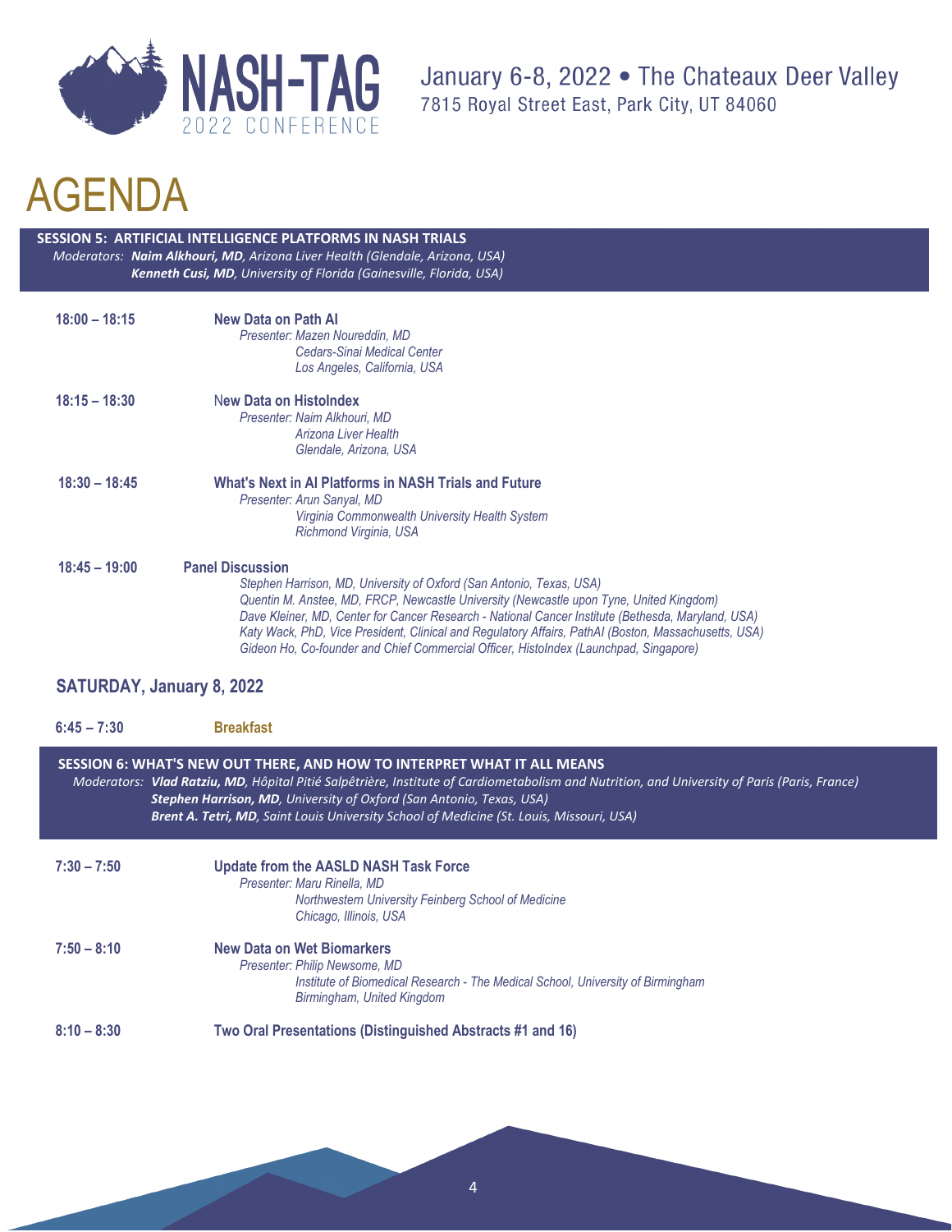# AGENDA

## SESSION 5: ARTIFICIAL INTELLIGENCE PLATFORMS IN NASH TRIALS

*Moderators: **Naim Alkhouri, MD**, Arizona Liver Health (Glendale, Arizona, USA)*
***Kenneth Cusi, MD**, University of Florida (Gainesville, Florida, USA)*

**18:00 – 18:15** **New Data on Path AI**
*Presenter: Mazen Noureddin, MD*
*Cedars-Sinai Medical Center*
*Los Angeles, California, USA*

**18:15 – 18:30** **New Data on HistoIndex**
*Presenter: Naim Alkhouri, MD*
*Arizona Liver Health*
*Glendale, Arizona, USA*

**18:30 – 18:45** **What's Next in AI Platforms in NASH Trials and Future**
*Presenter: Arun Sanyal, MD*
*Virginia Commonwealth University Health System*
*Richmond Virginia, USA*

**18:45 – 19:00** **Panel Discussion**
*Stephen Harrison, MD, University of Oxford (San Antonio, Texas, USA)*
*Quentin M. Anstee, MD, FRCP, Newcastle University (Newcastle upon Tyne, United Kingdom)*
*Dave Kleiner, MD, Center for Cancer Research - National Cancer Institute (Bethesda, Maryland, USA)*
*Katy Wack, PhD, Vice President, Clinical and Regulatory Affairs, PathAI (Boston, Massachusetts, USA)*
*Gideon Ho, Co-founder and Chief Commercial Officer, HistoIndex (Launchpad, Singapore)*

## SATURDAY, January 8, 2022

**6:45 – 7:30** **Breakfast**

## SESSION 6: WHAT'S NEW OUT THERE, AND HOW TO INTERPRET WHAT IT ALL MEANS

*Moderators: **Vlad Ratziu, MD**, Hôpital Pitié Salpêtrière, Institute of Cardiometabolism and Nutrition, and University of Paris (Paris, France)*
***Stephen Harrison, MD**, University of Oxford (San Antonio, Texas, USA)*
***Brent A. Tetri, MD**, Saint Louis University School of Medicine (St. Louis, Missouri, USA)*

**7:30 – 7:50** **Update from the AASLD NASH Task Force**
*Presenter: Maru Rinella, MD*
*Northwestern University Feinberg School of Medicine*
*Chicago, Illinois, USA*

**7:50 – 8:10** **New Data on Wet Biomarkers**
*Presenter: Philip Newsome, MD*
*Institute of Biomedical Research - The Medical School, University of Birmingham*
*Birmingham, United Kingdom*

**8:10 – 8:30** **Two Oral Presentations (Distinguished Abstracts #1 and 16)**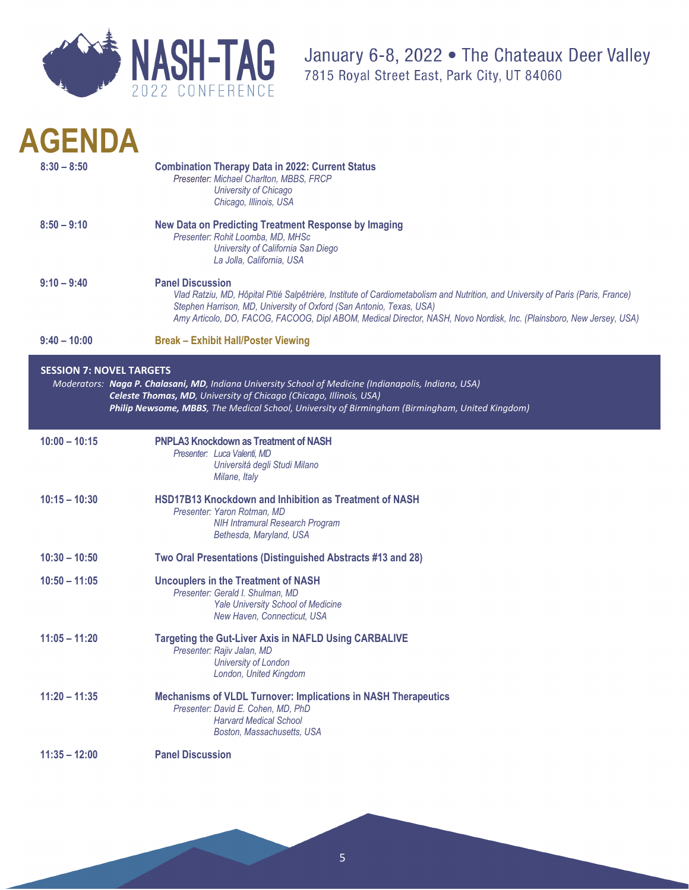January 6-8, 2022 • The Chateaux Deer Valley
7815 Royal Street East, Park City, UT 84060

# AGENDA

**8:30 – 8:50** **Combination Therapy Data in 2022: Current Status**
*Presenter: Michael Charlton, MBBS, FRCP*
*University of Chicago*
*Chicago, Illinois, USA*

**8:50 – 9:10** **New Data on Predicting Treatment Response by Imaging**
*Presenter: Rohit Loomba, MD, MHSc*
*University of California San Diego*
*La Jolla, California, USA*

**9:10 – 9:40** **Panel Discussion**
*Vlad Ratziu, MD, Hôpital Pitié Salpêtrière, Institute of Cardiometabolism and Nutrition, and University of Paris (Paris, France)*
*Stephen Harrison, MD, University of Oxford (San Antonio, Texas, USA)*
*Amy Articolo, DO, FACOG, FACOOG, Dipl ABOM, Medical Director, NASH, Novo Nordisk, Inc. (Plainsboro, New Jersey, USA)*

**9:40 – 10:00** **Break – Exhibit Hall/Poster Viewing**

## SESSION 7: NOVEL TARGETS

*Moderators:* ***Naga P. Chalasani, MD**, Indiana University School of Medicine (Indianapolis, Indiana, USA)*
***Celeste Thomas, MD**, University of Chicago (Chicago, Illinois, USA)*
***Philip Newsome, MBBS**, The Medical School, University of Birmingham (Birmingham, United Kingdom)*

**10:00 – 10:15** **PNPLA3 Knockdown as Treatment of NASH**
*Presenter: Luca Valenti, MD*
*Università degli Studi Milano*
*Milane, Italy*

**10:15 – 10:30** **HSD17B13 Knockdown and Inhibition as Treatment of NASH**
*Presenter: Yaron Rotman, MD*
*NIH Intramural Research Program*
*Bethesda, Maryland, USA*

**10:30 – 10:50** **Two Oral Presentations (Distinguished Abstracts #13 and 28)**

**10:50 – 11:05** **Uncouplers in the Treatment of NASH**
*Presenter: Gerald I. Shulman, MD*
*Yale University School of Medicine*
*New Haven, Connecticut, USA*

**11:05 – 11:20** **Targeting the Gut-Liver Axis in NAFLD Using CARBALIVE**
*Presenter: Rajiv Jalan, MD*
*University of London*
*London, United Kingdom*

**11:20 – 11:35** **Mechanisms of VLDL Turnover: Implications in NASH Therapeutics**
*Presenter: David E. Cohen, MD, PhD*
*Harvard Medical School*
*Boston, Massachusetts, USA*

**11:35 – 12:00** **Panel Discussion**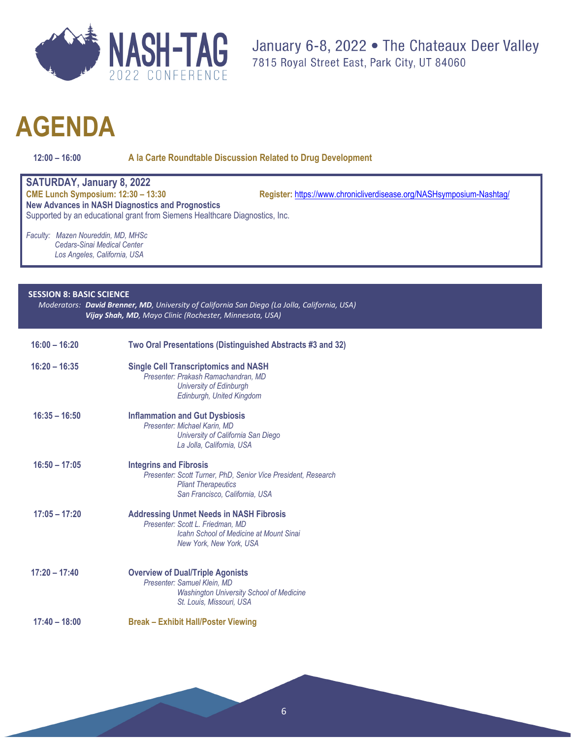# AGENDA

**12:00 – 16:00** **A la Carte Roundtable Discussion Related to Drug Development**

## SATURDAY, January 8, 2022

**CME Lunch Symposium: 12:30 – 13:30** **Register:** https://www.chronicliverdisease.org/NASHsymposium-Nashtag/

**New Advances in NASH Diagnostics and Prognostics**

Supported by an educational grant from Siemens Healthcare Diagnostics, Inc.

*Faculty: Mazen Noureddin, MD, MHSc*
*Cedars-Sinai Medical Center*
*Los Angeles, California, USA*

### SESSION 8: BASIC SCIENCE

*Moderators:* ***David Brenner, MD**, University of California San Diego (La Jolla, California, USA)*
***Vijay Shah, MD**, Mayo Clinic (Rochester, Minnesota, USA)*

**16:00 – 16:20** **Two Oral Presentations (Distinguished Abstracts #3 and 32)**

**16:20 – 16:35** **Single Cell Transcriptomics and NASH**
*Presenter: Prakash Ramachandran, MD*
*University of Edinburgh*
*Edinburgh, United Kingdom*

**16:35 – 16:50** **Inflammation and Gut Dysbiosis**
*Presenter: Michael Karin, MD*
*University of California San Diego*
*La Jolla, California, USA*

**16:50 – 17:05** **Integrins and Fibrosis**
*Presenter: Scott Turner, PhD, Senior Vice President, Research*
*Pliant Therapeutics*
*San Francisco, California, USA*

**17:05 – 17:20** **Addressing Unmet Needs in NASH Fibrosis**
*Presenter: Scott L. Friedman, MD*
*Icahn School of Medicine at Mount Sinai*
*New York, New York, USA*

**17:20 – 17:40** **Overview of Dual/Triple Agonists**
*Presenter: Samuel Klein, MD*
*Washington University School of Medicine*
*St. Louis, Missouri, USA*

**17:40 – 18:00** **Break – Exhibit Hall/Poster Viewing**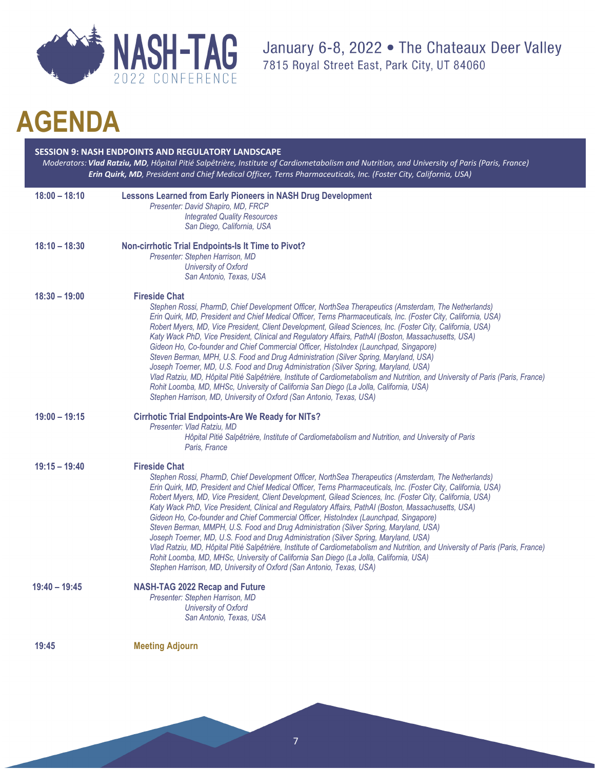NASH-TAG 2022 CONFERENCE

January 6-8, 2022 • The Chateaux Deer Valley
7815 Royal Street East, Park City, UT 84060

# AGENDA

## SESSION 9: NASH ENDPOINTS AND REGULATORY LANDSCAPE

*Moderators: **Vlad Ratziu, MD**, Hôpital Pitié Salpêtrière, Institute of Cardiometabolism and Nutrition, and University of Paris (Paris, France)*
***Erin Quirk, MD**, President and Chief Medical Officer, Terns Pharmaceuticals, Inc. (Foster City, California, USA)*

**18:00 – 18:10** **Lessons Learned from Early Pioneers in NASH Drug Development**
*Presenter: David Shapiro, MD, FRCP*
*Integrated Quality Resources*
*San Diego, California, USA*

**18:10 – 18:30** **Non-cirrhotic Trial Endpoints-Is It Time to Pivot?**
*Presenter: Stephen Harrison, MD*
*University of Oxford*
*San Antonio, Texas, USA*

**18:30 – 19:00** **Fireside Chat**
*Stephen Rossi, PharmD, Chief Development Officer, NorthSea Therapeutics (Amsterdam, The Netherlands)*
*Erin Quirk, MD, President and Chief Medical Officer, Terns Pharmaceuticals, Inc. (Foster City, California, USA)*
*Robert Myers, MD, Vice President, Client Development, Gilead Sciences, Inc. (Foster City, California, USA)*
*Katy Wack PhD, Vice President, Clinical and Regulatory Affairs, PathAI (Boston, Massachusetts, USA)*
*Gideon Ho, Co-founder and Chief Commercial Officer, HistoIndex (Launchpad, Singapore)*
*Steven Berman, MPH, U.S. Food and Drug Administration (Silver Spring, Maryland, USA)*
*Joseph Toerner, MD, U.S. Food and Drug Administration (Silver Spring, Maryland, USA)*
*Vlad Ratziu, MD, Hôpital Pitié Salpêtrière, Institute of Cardiometabolism and Nutrition, and University of Paris (Paris, France)*
*Rohit Loomba, MD, MHSc, University of California San Diego (La Jolla, California, USA)*
*Stephen Harrison, MD, University of Oxford (San Antonio, Texas, USA)*

**19:00 – 19:15** **Cirrhotic Trial Endpoints-Are We Ready for NITs?**
*Presenter: Vlad Ratziu, MD*
*Hôpital Pitié Salpêtrière, Institute of Cardiometabolism and Nutrition, and University of Paris*
*Paris, France*

**19:15 – 19:40** **Fireside Chat**
*Stephen Rossi, PharmD, Chief Development Officer, NorthSea Therapeutics (Amsterdam, The Netherlands)*
*Erin Quirk, MD, President and Chief Medical Officer, Terns Pharmaceuticals, Inc. (Foster City, California, USA)*
*Robert Myers, MD, Vice President, Client Development, Gilead Sciences, Inc. (Foster City, California, USA)*
*Katy Wack PhD, Vice President, Clinical and Regulatory Affairs, PathAI (Boston, Massachusetts, USA)*
*Gideon Ho, Co-founder and Chief Commercial Officer, HistoIndex (Launchpad, Singapore)*
*Steven Berman, MMPH, U.S. Food and Drug Administration (Silver Spring, Maryland, USA)*
*Joseph Toerner, MD, U.S. Food and Drug Administration (Silver Spring, Maryland, USA)*
*Vlad Ratziu, MD, Hôpital Pitié Salpêtrière, Institute of Cardiometabolism and Nutrition, and University of Paris (Paris, France)*
*Rohit Loomba, MD, MHSc, University of California San Diego (La Jolla, California, USA)*
*Stephen Harrison, MD, University of Oxford (San Antonio, Texas, USA)*

**19:40 – 19:45** **NASH-TAG 2022 Recap and Future**
*Presenter: Stephen Harrison, MD*
*University of Oxford*
*San Antonio, Texas, USA*

**19:45** **Meeting Adjourn**